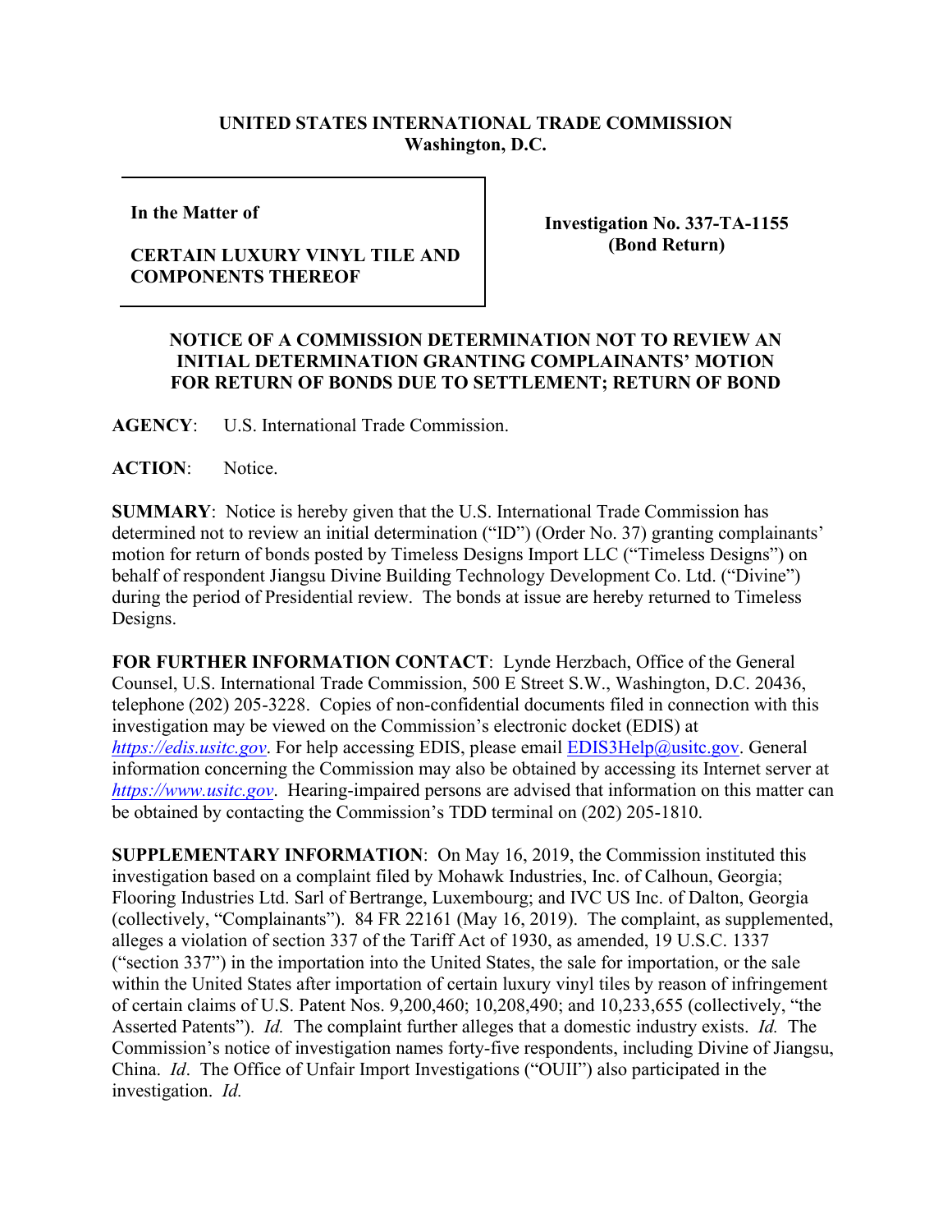**UNITED STATES INTERNATIONAL TRADE COMMISSION**
**Washington, D.C.**

| **In the Matter of**<br><br>**CERTAIN LUXURY VINYL TILE AND COMPONENTS THEREOF** | **Investigation No. 337-TA-1155**<br>**(Bond Return)** |
|---|---|

**NOTICE OF A COMMISSION DETERMINATION NOT TO REVIEW AN INITIAL DETERMINATION GRANTING COMPLAINANTS' MOTION FOR RETURN OF BONDS DUE TO SETTLEMENT; RETURN OF BOND**

**AGENCY**: U.S. International Trade Commission.

**ACTION**: Notice.

**SUMMARY**: Notice is hereby given that the U.S. International Trade Commission has determined not to review an initial determination ("ID") (Order No. 37) granting complainants' motion for return of bonds posted by Timeless Designs Import LLC ("Timeless Designs") on behalf of respondent Jiangsu Divine Building Technology Development Co. Ltd. ("Divine") during the period of Presidential review. The bonds at issue are hereby returned to Timeless Designs.

**FOR FURTHER INFORMATION CONTACT**: Lynde Herzbach, Office of the General Counsel, U.S. International Trade Commission, 500 E Street S.W., Washington, D.C. 20436, telephone (202) 205-3228. Copies of non-confidential documents filed in connection with this investigation may be viewed on the Commission's electronic docket (EDIS) at *https://edis.usitc.gov*. For help accessing EDIS, please email EDIS3Help@usitc.gov. General information concerning the Commission may also be obtained by accessing its Internet server at *https://www.usitc.gov*. Hearing-impaired persons are advised that information on this matter can be obtained by contacting the Commission's TDD terminal on (202) 205-1810.

**SUPPLEMENTARY INFORMATION**: On May 16, 2019, the Commission instituted this investigation based on a complaint filed by Mohawk Industries, Inc. of Calhoun, Georgia; Flooring Industries Ltd. Sarl of Bertrange, Luxembourg; and IVC US Inc. of Dalton, Georgia (collectively, "Complainants"). 84 FR 22161 (May 16, 2019). The complaint, as supplemented, alleges a violation of section 337 of the Tariff Act of 1930, as amended, 19 U.S.C. 1337 ("section 337") in the importation into the United States, the sale for importation, or the sale within the United States after importation of certain luxury vinyl tiles by reason of infringement of certain claims of U.S. Patent Nos. 9,200,460; 10,208,490; and 10,233,655 (collectively, "the Asserted Patents"). *Id.* The complaint further alleges that a domestic industry exists. *Id.* The Commission's notice of investigation names forty-five respondents, including Divine of Jiangsu, China. *Id*. The Office of Unfair Import Investigations ("OUII") also participated in the investigation. *Id.*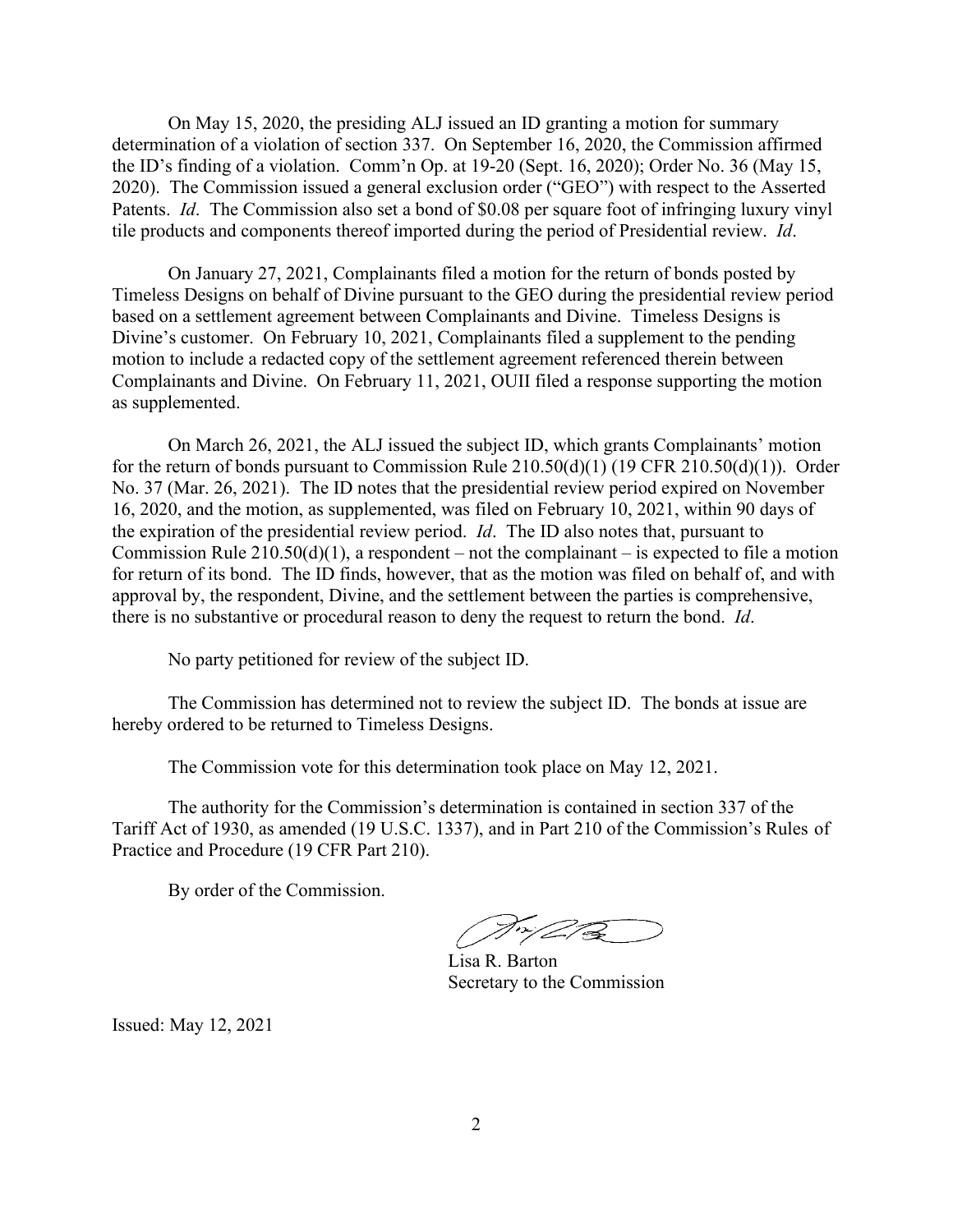On May 15, 2020, the presiding ALJ issued an ID granting a motion for summary determination of a violation of section 337. On September 16, 2020, the Commission affirmed the ID's finding of a violation. Comm'n Op. at 19-20 (Sept. 16, 2020); Order No. 36 (May 15, 2020). The Commission issued a general exclusion order ("GEO") with respect to the Asserted Patents. *Id*. The Commission also set a bond of $0.08 per square foot of infringing luxury vinyl tile products and components thereof imported during the period of Presidential review. *Id*.

On January 27, 2021, Complainants filed a motion for the return of bonds posted by Timeless Designs on behalf of Divine pursuant to the GEO during the presidential review period based on a settlement agreement between Complainants and Divine. Timeless Designs is Divine's customer. On February 10, 2021, Complainants filed a supplement to the pending motion to include a redacted copy of the settlement agreement referenced therein between Complainants and Divine. On February 11, 2021, OUII filed a response supporting the motion as supplemented.

On March 26, 2021, the ALJ issued the subject ID, which grants Complainants' motion for the return of bonds pursuant to Commission Rule 210.50(d)(1) (19 CFR 210.50(d)(1)). Order No. 37 (Mar. 26, 2021). The ID notes that the presidential review period expired on November 16, 2020, and the motion, as supplemented, was filed on February 10, 2021, within 90 days of the expiration of the presidential review period. *Id*. The ID also notes that, pursuant to Commission Rule 210.50(d)(1), a respondent – not the complainant – is expected to file a motion for return of its bond. The ID finds, however, that as the motion was filed on behalf of, and with approval by, the respondent, Divine, and the settlement between the parties is comprehensive, there is no substantive or procedural reason to deny the request to return the bond. *Id*.

No party petitioned for review of the subject ID.

The Commission has determined not to review the subject ID. The bonds at issue are hereby ordered to be returned to Timeless Designs.

The Commission vote for this determination took place on May 12, 2021.

The authority for the Commission's determination is contained in section 337 of the Tariff Act of 1930, as amended (19 U.S.C. 1337), and in Part 210 of the Commission's Rules of Practice and Procedure (19 CFR Part 210).

By order of the Commission.

Lisa R. Barton
Secretary to the Commission

Issued: May 12, 2021